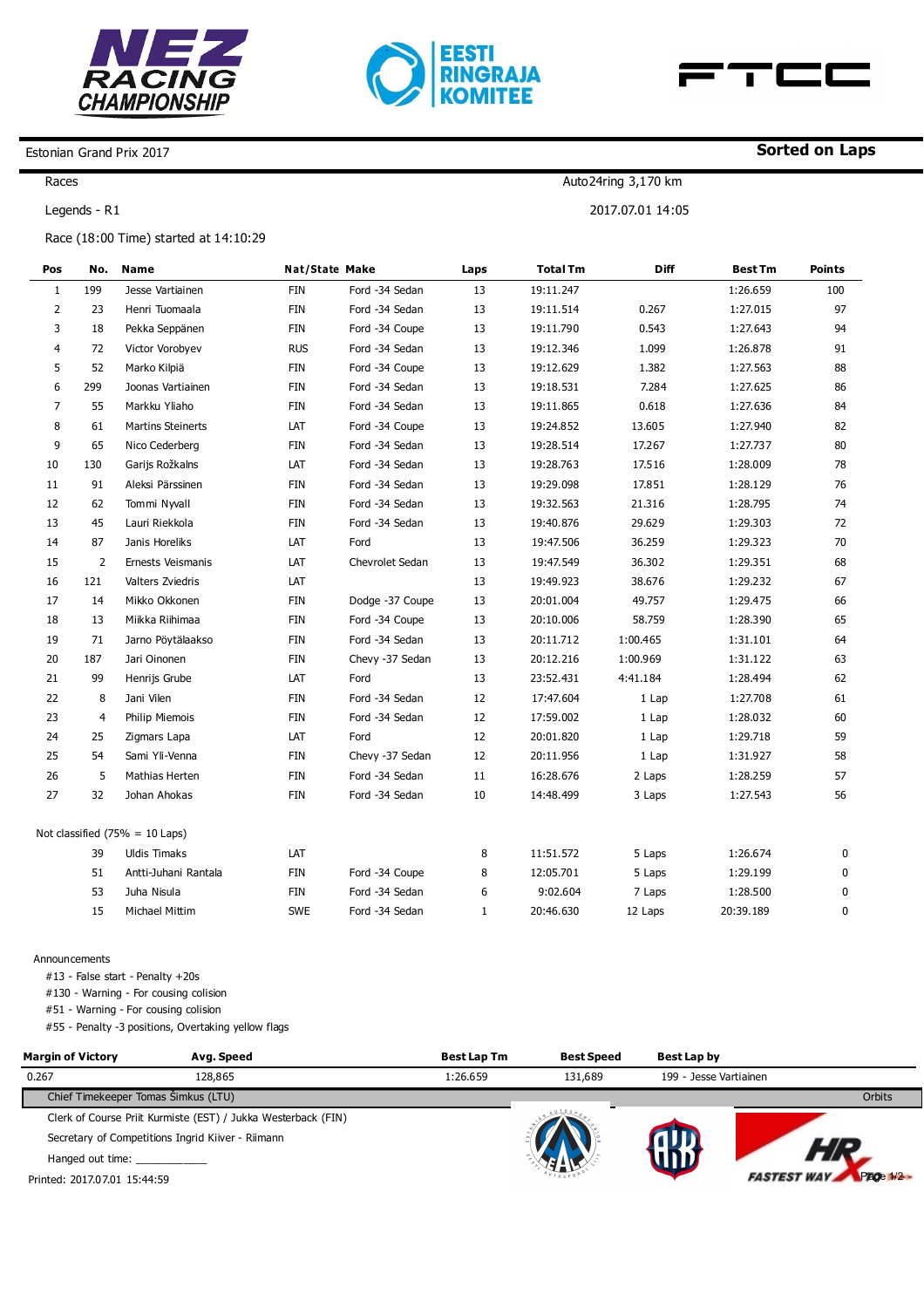Estonian Grand Prix 2017

**Sorted on Laps**

Races — Auto24ring 3,170 km

Legends - R1 — 2017.07.01 14:05

Race (18:00 Time) started at 14:10:29

| Pos | No. | Name | Nat/State | Make | Laps | Total Tm | Diff | Best Tm | Points |
|---|---|---|---|---|---|---|---|---|---|
| 1 | 199 | Jesse Vartiainen | FIN | Ford -34 Sedan | 13 | 19:11.247 | | 1:26.659 | 100 |
| 2 | 23 | Henri Tuomaala | FIN | Ford -34 Sedan | 13 | 19:11.514 | 0.267 | 1:27.015 | 97 |
| 3 | 18 | Pekka Seppänen | FIN | Ford -34 Coupe | 13 | 19:11.790 | 0.543 | 1:27.643 | 94 |
| 4 | 72 | Victor Vorobyev | RUS | Ford -34 Sedan | 13 | 19:12.346 | 1.099 | 1:26.878 | 91 |
| 5 | 52 | Marko Kilpiä | FIN | Ford -34 Coupe | 13 | 19:12.629 | 1.382 | 1:27.563 | 88 |
| 6 | 299 | Joonas Vartiainen | FIN | Ford -34 Sedan | 13 | 19:18.531 | 7.284 | 1:27.625 | 86 |
| 7 | 55 | Markku Yliaho | FIN | Ford -34 Sedan | 13 | 19:11.865 | 0.618 | 1:27.636 | 84 |
| 8 | 61 | Martins Steinerts | LAT | Ford -34 Coupe | 13 | 19:24.852 | 13.605 | 1:27.940 | 82 |
| 9 | 65 | Nico Cederberg | FIN | Ford -34 Sedan | 13 | 19:28.514 | 17.267 | 1:27.737 | 80 |
| 10 | 130 | Garijs Rožkalns | LAT | Ford -34 Sedan | 13 | 19:28.763 | 17.516 | 1:28.009 | 78 |
| 11 | 91 | Aleksi Pärssinen | FIN | Ford -34 Sedan | 13 | 19:29.098 | 17.851 | 1:28.129 | 76 |
| 12 | 62 | Tommi Nyvall | FIN | Ford -34 Sedan | 13 | 19:32.563 | 21.316 | 1:28.795 | 74 |
| 13 | 45 | Lauri Riekkola | FIN | Ford -34 Sedan | 13 | 19:40.876 | 29.629 | 1:29.303 | 72 |
| 14 | 87 | Janis Horeliks | LAT | Ford | 13 | 19:47.506 | 36.259 | 1:29.323 | 70 |
| 15 | 2 | Ernests Veismanis | LAT | Chevrolet Sedan | 13 | 19:47.549 | 36.302 | 1:29.351 | 68 |
| 16 | 121 | Valters Zviedris | LAT | | 13 | 19:49.923 | 38.676 | 1:29.232 | 67 |
| 17 | 14 | Mikko Okkonen | FIN | Dodge -37 Coupe | 13 | 20:01.004 | 49.757 | 1:29.475 | 66 |
| 18 | 13 | Miikka Riihimaa | FIN | Ford -34 Coupe | 13 | 20:10.006 | 58.759 | 1:28.390 | 65 |
| 19 | 71 | Jarno Pöytälaakso | FIN | Ford -34 Sedan | 13 | 20:11.712 | 1:00.465 | 1:31.101 | 64 |
| 20 | 187 | Jari Oinonen | FIN | Chevy -37 Sedan | 13 | 20:12.216 | 1:00.969 | 1:31.122 | 63 |
| 21 | 99 | Henrijs Grube | LAT | Ford | 13 | 23:52.431 | 4:41.184 | 1:28.494 | 62 |
| 22 | 8 | Jani Vilen | FIN | Ford -34 Sedan | 12 | 17:47.604 | 1 Lap | 1:27.708 | 61 |
| 23 | 4 | Philip Miemois | FIN | Ford -34 Sedan | 12 | 17:59.002 | 1 Lap | 1:28.032 | 60 |
| 24 | 25 | Zigmars Lapa | LAT | Ford | 12 | 20:01.820 | 1 Lap | 1:29.718 | 59 |
| 25 | 54 | Sami Yli-Venna | FIN | Chevy -37 Sedan | 12 | 20:11.956 | 1 Lap | 1:31.927 | 58 |
| 26 | 5 | Mathias Herten | FIN | Ford -34 Sedan | 11 | 16:28.676 | 2 Laps | 1:28.259 | 57 |
| 27 | 32 | Johan Ahokas | FIN | Ford -34 Sedan | 10 | 14:48.499 | 3 Laps | 1:27.543 | 56 |
| Not classified (75% = 10 Laps) | | | | | | | | | |
| | 39 | Uldis Timaks | LAT | | 8 | 11:51.572 | 5 Laps | 1:26.674 | 0 |
| | 51 | Antti-Juhani Rantala | FIN | Ford -34 Coupe | 8 | 12:05.701 | 5 Laps | 1:29.199 | 0 |
| | 53 | Juha Nisula | FIN | Ford -34 Sedan | 6 | 9:02.604 | 7 Laps | 1:28.500 | 0 |
| | 15 | Michael Mittim | SWE | Ford -34 Sedan | 1 | 20:46.630 | 12 Laps | 20:39.189 | 0 |

Announcements

- #13 - False start - Penalty +20s
- #130 - Warning - For cousing colision
- #51 - Warning - For cousing colision
- #55 - Penalty -3 positions, Overtaking yellow flags

| Margin of Victory | Avg. Speed | Best Lap Tm | Best Speed | Best Lap by |
|---|---|---|---|---|
| 0.267 | 128,865 | 1:26.659 | 131,689 | 199 - Jesse Vartiainen |

Chief Timekeeper Tomas Šimkus (LTU) — Orbits

Clerk of Course Priit Kurmiste (EST) / Jukka Westerback (FIN)

Secretary of Competitions Ingrid Kiiver - Riimann

Hanged out time: ____________

Printed: 2017.07.01 15:44:59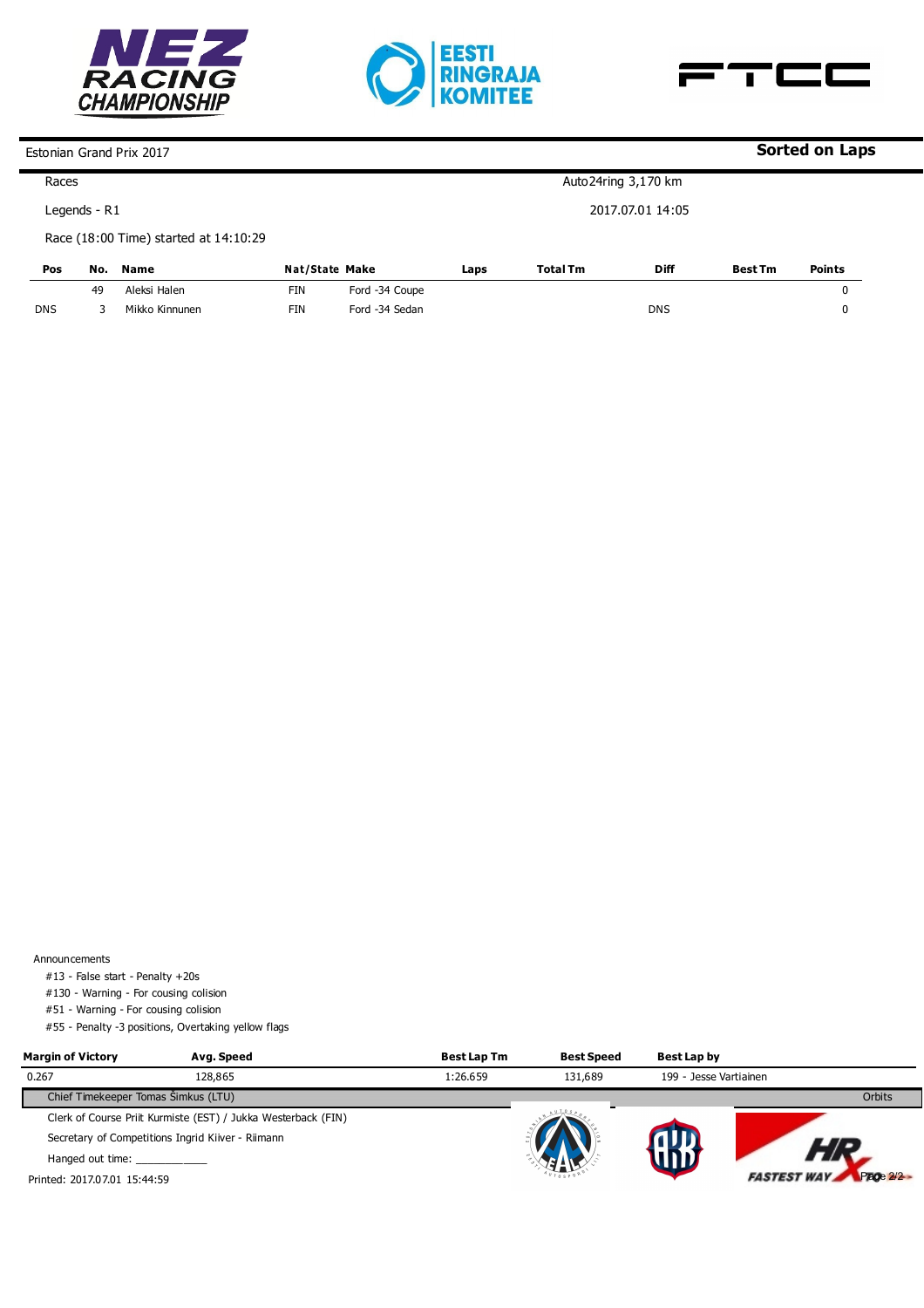Estonian Grand Prix 2017

**Sorted on Laps**

Races

Auto24ring 3,170 km

Legends - R1

2017.07.01 14:05

Race (18:00 Time) started at 14:10:29

| Pos | No. | Name | Nat/State | Make | Laps | Total Tm | Diff | Best Tm | Points |
|---|---|---|---|---|---|---|---|---|---|
| | 49 | Aleksi Halen | FIN | Ford -34 Coupe | | | | | 0 |
| DNS | 3 | Mikko Kinnunen | FIN | Ford -34 Sedan | | | DNS | | 0 |

Announcements

#13 - False start - Penalty +20s
#130 - Warning - For cousing colision
#51 - Warning - For cousing colision
#55 - Penalty -3 positions, Overtaking yellow flags

| Margin of Victory | Avg. Speed | Best Lap Tm | Best Speed | Best Lap by |
|---|---|---|---|---|
| 0.267 | 128,865 | 1:26.659 | 131,689 | 199 - Jesse Vartiainen |

Chief Timekeeper Tomas Šimkus (LTU)

Orbits

Clerk of Course Priit Kurmiste (EST) / Jukka Westerback (FIN)

Secretary of Competitions Ingrid Kiiver - Riimann

Hanged out time: ____________

Printed: 2017.07.01 15:44:59